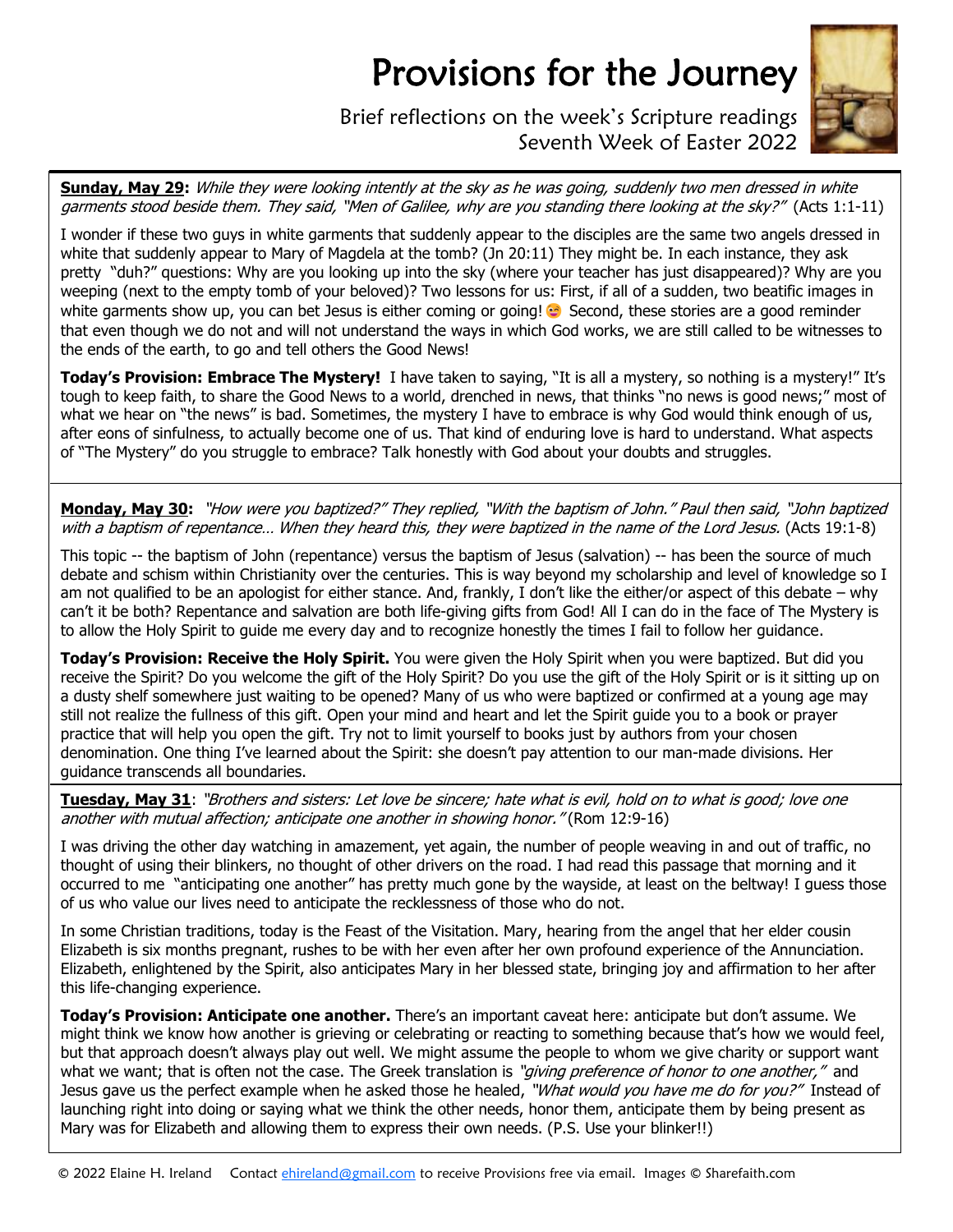# Provisions for the Journey

Brief reflections on the week's Scripture readings
Seventh Week of Easter 2022

**Sunday, May 29:** *While they were looking intently at the sky as he was going, suddenly two men dressed in white garments stood beside them. They said, "Men of Galilee, why are you standing there looking at the sky?"* (Acts 1:1-11)

I wonder if these two guys in white garments that suddenly appear to the disciples are the same two angels dressed in white that suddenly appear to Mary of Magdela at the tomb? (Jn 20:11) They might be. In each instance, they ask pretty "duh?" questions: Why are you looking up into the sky (where your teacher has just disappeared)? Why are you weeping (next to the empty tomb of your beloved)? Two lessons for us: First, if all of a sudden, two beatific images in white garments show up, you can bet Jesus is either coming or going! 😊 Second, these stories are a good reminder that even though we do not and will not understand the ways in which God works, we are still called to be witnesses to the ends of the earth, to go and tell others the Good News!

**Today's Provision: Embrace The Mystery!** I have taken to saying, "It is all a mystery, so nothing is a mystery!" It's tough to keep faith, to share the Good News to a world, drenched in news, that thinks "no news is good news;" most of what we hear on "the news" is bad. Sometimes, the mystery I have to embrace is why God would think enough of us, after eons of sinfulness, to actually become one of us. That kind of enduring love is hard to understand. What aspects of "The Mystery" do you struggle to embrace? Talk honestly with God about your doubts and struggles.

**Monday, May 30:** *"How were you baptized?" They replied, "With the baptism of John." Paul then said, "John baptized with a baptism of repentance… When they heard this, they were baptized in the name of the Lord Jesus.* (Acts 19:1-8)

This topic -- the baptism of John (repentance) versus the baptism of Jesus (salvation) -- has been the source of much debate and schism within Christianity over the centuries. This is way beyond my scholarship and level of knowledge so I am not qualified to be an apologist for either stance. And, frankly, I don't like the either/or aspect of this debate – why can't it be both? Repentance and salvation are both life-giving gifts from God! All I can do in the face of The Mystery is to allow the Holy Spirit to guide me every day and to recognize honestly the times I fail to follow her guidance.

**Today's Provision: Receive the Holy Spirit.** You were given the Holy Spirit when you were baptized. But did you receive the Spirit? Do you welcome the gift of the Holy Spirit? Do you use the gift of the Holy Spirit or is it sitting up on a dusty shelf somewhere just waiting to be opened? Many of us who were baptized or confirmed at a young age may still not realize the fullness of this gift. Open your mind and heart and let the Spirit guide you to a book or prayer practice that will help you open the gift. Try not to limit yourself to books just by authors from your chosen denomination. One thing I've learned about the Spirit: she doesn't pay attention to our man-made divisions. Her guidance transcends all boundaries.

**Tuesday, May 31**: *"Brothers and sisters: Let love be sincere; hate what is evil, hold on to what is good; love one another with mutual affection; anticipate one another in showing honor."* (Rom 12:9-16)

I was driving the other day watching in amazement, yet again, the number of people weaving in and out of traffic, no thought of using their blinkers, no thought of other drivers on the road. I had read this passage that morning and it occurred to me "anticipating one another" has pretty much gone by the wayside, at least on the beltway! I guess those of us who value our lives need to anticipate the recklessness of those who do not.

In some Christian traditions, today is the Feast of the Visitation. Mary, hearing from the angel that her elder cousin Elizabeth is six months pregnant, rushes to be with her even after her own profound experience of the Annunciation. Elizabeth, enlightened by the Spirit, also anticipates Mary in her blessed state, bringing joy and affirmation to her after this life-changing experience.

**Today's Provision: Anticipate one another.** There's an important caveat here: anticipate but don't assume. We might think we know how another is grieving or celebrating or reacting to something because that's how we would feel, but that approach doesn't always play out well. We might assume the people to whom we give charity or support want what we want; that is often not the case. The Greek translation is *"giving preference of honor to one another,"* and Jesus gave us the perfect example when he asked those he healed, *"What would you have me do for you?"* Instead of launching right into doing or saying what we think the other needs, honor them, anticipate them by being present as Mary was for Elizabeth and allowing them to express their own needs. (P.S. Use your blinker!!)

© 2022 Elaine H. Ireland Contact ehireland@gmail.com to receive Provisions free via email. Images © Sharefaith.com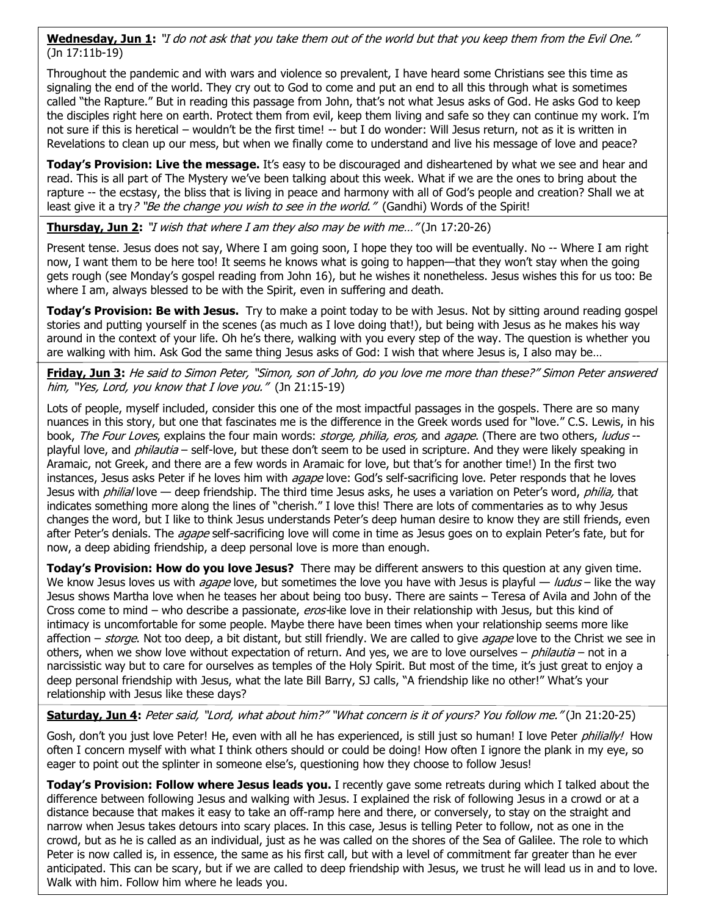**Wednesday, Jun 1:** *"I do not ask that you take them out of the world but that you keep them from the Evil One."* (Jn 17:11b-19)

Throughout the pandemic and with wars and violence so prevalent, I have heard some Christians see this time as signaling the end of the world. They cry out to God to come and put an end to all this through what is sometimes called "the Rapture." But in reading this passage from John, that's not what Jesus asks of God. He asks God to keep the disciples right here on earth. Protect them from evil, keep them living and safe so they can continue my work. I'm not sure if this is heretical – wouldn't be the first time! -- but I do wonder: Will Jesus return, not as it is written in Revelations to clean up our mess, but when we finally come to understand and live his message of love and peace?

**Today's Provision: Live the message.** It's easy to be discouraged and disheartened by what we see and hear and read. This is all part of The Mystery we've been talking about this week. What if we are the ones to bring about the rapture -- the ecstasy, the bliss that is living in peace and harmony with all of God's people and creation? Shall we at least give it a try*? "Be the change you wish to see in the world."* (Gandhi) Words of the Spirit!

**Thursday, Jun 2:** *"I wish that where I am they also may be with me…"* (Jn 17:20-26)

Present tense. Jesus does not say, Where I am going soon, I hope they too will be eventually. No -- Where I am right now, I want them to be here too! It seems he knows what is going to happen—that they won't stay when the going gets rough (see Monday's gospel reading from John 16), but he wishes it nonetheless. Jesus wishes this for us too: Be where I am, always blessed to be with the Spirit, even in suffering and death.

**Today's Provision: Be with Jesus.** Try to make a point today to be with Jesus. Not by sitting around reading gospel stories and putting yourself in the scenes (as much as I love doing that!), but being with Jesus as he makes his way around in the context of your life. Oh he's there, walking with you every step of the way. The question is whether you are walking with him. Ask God the same thing Jesus asks of God: I wish that where Jesus is, I also may be…

**Friday, Jun 3:** *He said to Simon Peter, "Simon, son of John, do you love me more than these?" Simon Peter answered him, "Yes, Lord, you know that I love you."* (Jn 21:15-19)

Lots of people, myself included, consider this one of the most impactful passages in the gospels. There are so many nuances in this story, but one that fascinates me is the difference in the Greek words used for "love." C.S. Lewis, in his book, *The Four Loves*, explains the four main words: *storge, philia, eros,* and *agape*. (There are two others, *ludus* -- playful love, and *philautia* – self-love, but these don't seem to be used in scripture. And they were likely speaking in Aramaic, not Greek, and there are a few words in Aramaic for love, but that's for another time!) In the first two instances, Jesus asks Peter if he loves him with *agape* love: God's self-sacrificing love. Peter responds that he loves Jesus with *philial* love — deep friendship. The third time Jesus asks, he uses a variation on Peter's word, *philia,* that indicates something more along the lines of "cherish." I love this! There are lots of commentaries as to why Jesus changes the word, but I like to think Jesus understands Peter's deep human desire to know they are still friends, even after Peter's denials. The *agape* self-sacrificing love will come in time as Jesus goes on to explain Peter's fate, but for now, a deep abiding friendship, a deep personal love is more than enough.

**Today's Provision: How do you love Jesus?** There may be different answers to this question at any given time. We know Jesus loves us with *agape* love, but sometimes the love you have with Jesus is playful — *ludus* – like the way Jesus shows Martha love when he teases her about being too busy. There are saints – Teresa of Avila and John of the Cross come to mind – who describe a passionate, *eros*-like love in their relationship with Jesus, but this kind of intimacy is uncomfortable for some people. Maybe there have been times when your relationship seems more like affection – *storge*. Not too deep, a bit distant, but still friendly. We are called to give *agape* love to the Christ we see in others, when we show love without expectation of return. And yes, we are to love ourselves – *philautia* – not in a narcissistic way but to care for ourselves as temples of the Holy Spirit. But most of the time, it's just great to enjoy a deep personal friendship with Jesus, what the late Bill Barry, SJ calls, "A friendship like no other!" What's your relationship with Jesus like these days?

**Saturday, Jun 4:** *Peter said, "Lord, what about him?" "What concern is it of yours? You follow me."* (Jn 21:20-25)

Gosh, don't you just love Peter! He, even with all he has experienced, is still just so human! I love Peter *philially!* How often I concern myself with what I think others should or could be doing! How often I ignore the plank in my eye, so eager to point out the splinter in someone else's, questioning how they choose to follow Jesus!

**Today's Provision: Follow where Jesus leads you.** I recently gave some retreats during which I talked about the difference between following Jesus and walking with Jesus. I explained the risk of following Jesus in a crowd or at a distance because that makes it easy to take an off-ramp here and there, or conversely, to stay on the straight and narrow when Jesus takes detours into scary places. In this case, Jesus is telling Peter to follow, not as one in the crowd, but as he is called as an individual, just as he was called on the shores of the Sea of Galilee. The role to which Peter is now called is, in essence, the same as his first call, but with a level of commitment far greater than he ever anticipated. This can be scary, but if we are called to deep friendship with Jesus, we trust he will lead us in and to love. Walk with him. Follow him where he leads you.